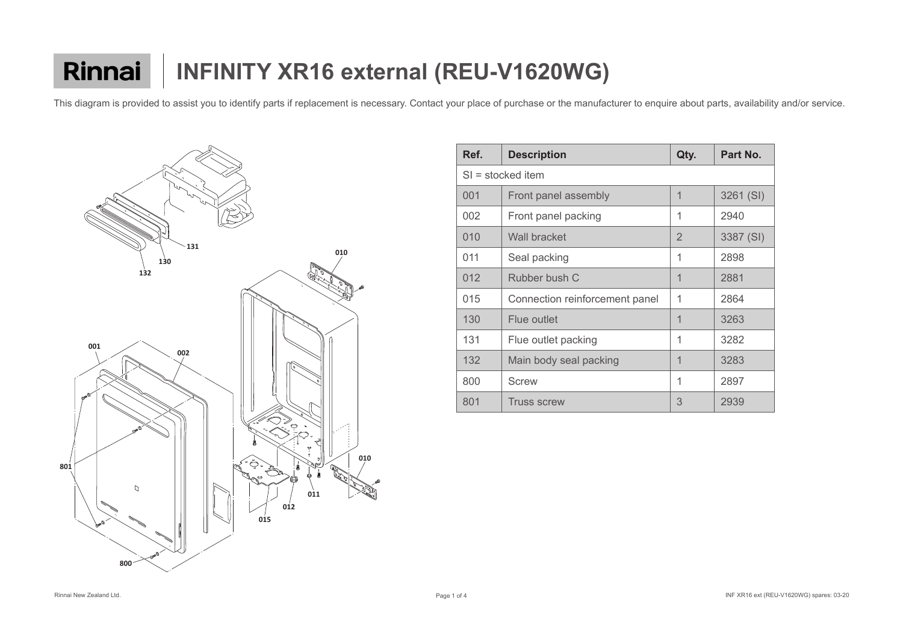# Rinnai | INFINITY XR16 external (REU-V1620WG)

This diagram is provided to assist you to identify parts if replacement is necessary. Contact your place of purchase or the manufacturer to enquire about parts, availability and/or service.

| Ref. | Description | Qty. | Part No. |
|---|---|---|---|
| SI = stocked item | | | |
| 001 | Front panel assembly | 1 | 3261 (SI) |
| 002 | Front panel packing | 1 | 2940 |
| 010 | Wall bracket | 2 | 3387 (SI) |
| 011 | Seal packing | 1 | 2898 |
| 012 | Rubber bush C | 1 | 2881 |
| 015 | Connection reinforcement panel | 1 | 2864 |
| 130 | Flue outlet | 1 | 3263 |
| 131 | Flue outlet packing | 1 | 3282 |
| 132 | Main body seal packing | 1 | 3283 |
| 800 | Screw | 1 | 2897 |
| 801 | Truss screw | 3 | 2939 |

Rinnai New Zealand Ltd.

INF XR16 ext (REU-V1620WG) spares: 03-20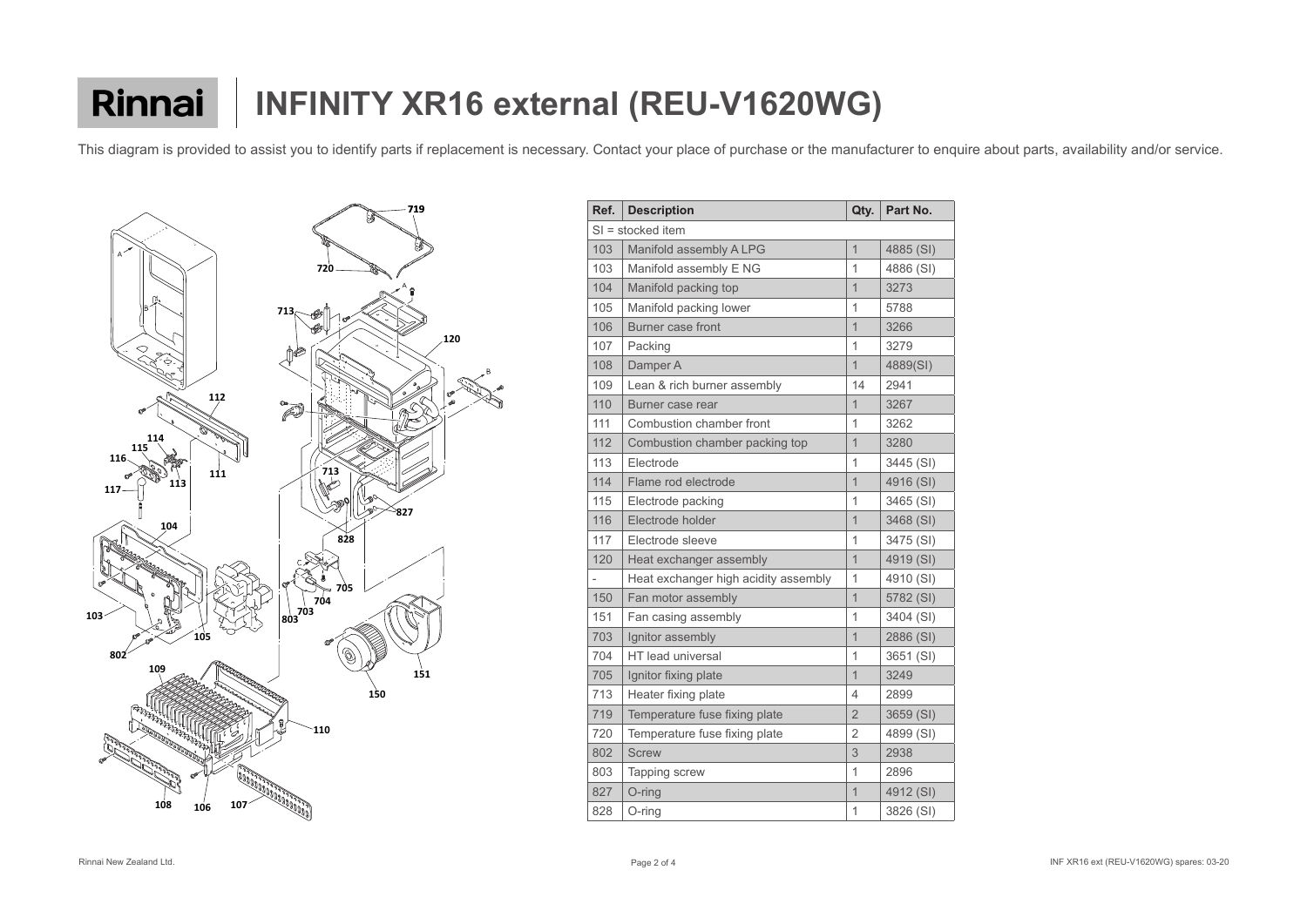# Rinnai | INFINITY XR16 external (REU-V1620WG)

This diagram is provided to assist you to identify parts if replacement is necessary. Contact your place of purchase or the manufacturer to enquire about parts, availability and/or service.

| Ref. | Description | Qty. | Part No. |
|---|---|---|---|
| SI = stocked item | | | |
| 103 | Manifold assembly A LPG | 1 | 4885 (SI) |
| 103 | Manifold assembly E NG | 1 | 4886 (SI) |
| 104 | Manifold packing top | 1 | 3273 |
| 105 | Manifold packing lower | 1 | 5788 |
| 106 | Burner case front | 1 | 3266 |
| 107 | Packing | 1 | 3279 |
| 108 | Damper A | 1 | 4889(SI) |
| 109 | Lean & rich burner assembly | 14 | 2941 |
| 110 | Burner case rear | 1 | 3267 |
| 111 | Combustion chamber front | 1 | 3262 |
| 112 | Combustion chamber packing top | 1 | 3280 |
| 113 | Electrode | 1 | 3445 (SI) |
| 114 | Flame rod electrode | 1 | 4916 (SI) |
| 115 | Electrode packing | 1 | 3465 (SI) |
| 116 | Electrode holder | 1 | 3468 (SI) |
| 117 | Electrode sleeve | 1 | 3475 (SI) |
| 120 | Heat exchanger assembly | 1 | 4919 (SI) |
| - | Heat exchanger high acidity assembly | 1 | 4910 (SI) |
| 150 | Fan motor assembly | 1 | 5782 (SI) |
| 151 | Fan casing assembly | 1 | 3404 (SI) |
| 703 | Ignitor assembly | 1 | 2886 (SI) |
| 704 | HT lead universal | 1 | 3651 (SI) |
| 705 | Ignitor fixing plate | 1 | 3249 |
| 713 | Heater fixing plate | 4 | 2899 |
| 719 | Temperature fuse fixing plate | 2 | 3659 (SI) |
| 720 | Temperature fuse fixing plate | 2 | 4899 (SI) |
| 802 | Screw | 3 | 2938 |
| 803 | Tapping screw | 1 | 2896 |
| 827 | O-ring | 1 | 4912 (SI) |
| 828 | O-ring | 1 | 3826 (SI) |

Rinnai New Zealand Ltd.

INF XR16 ext (REU-V1620WG) spares: 03-20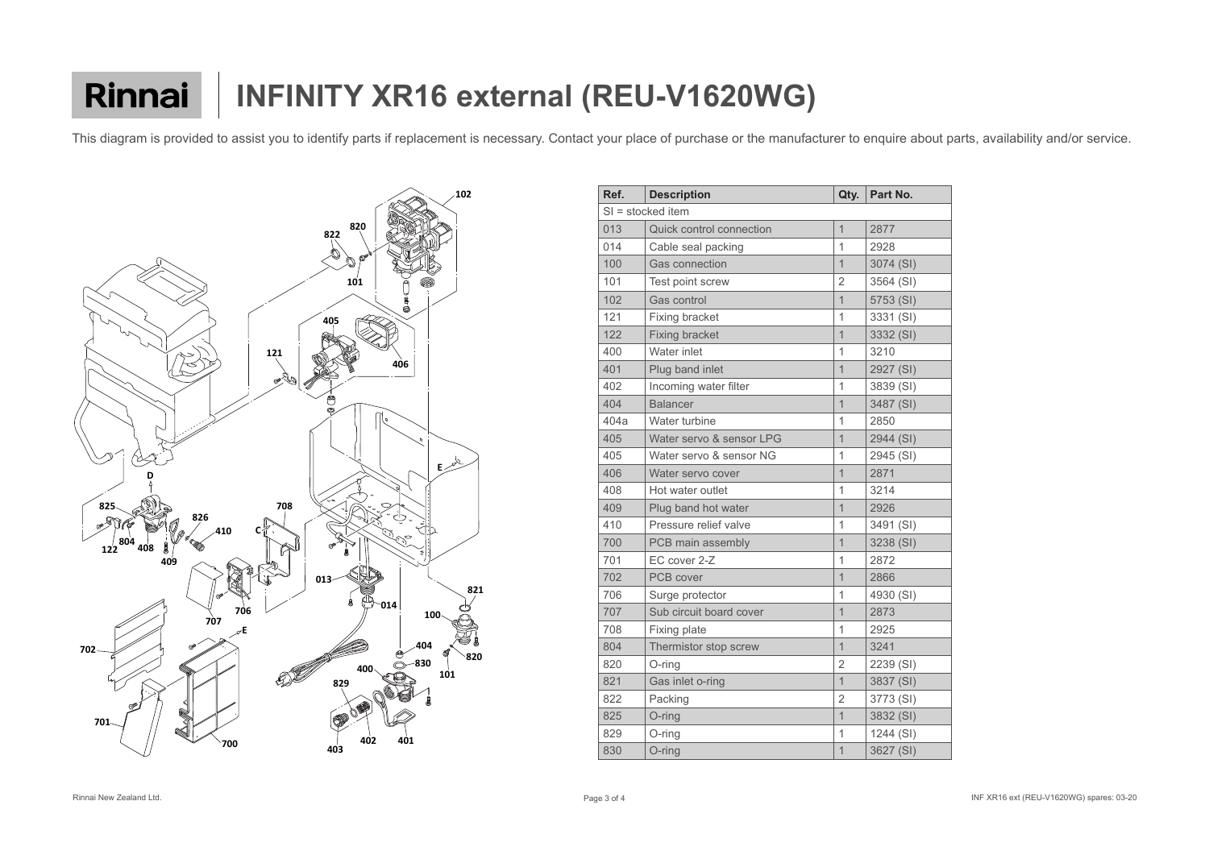# Rinnai | INFINITY XR16 external (REU-V1620WG)

This diagram is provided to assist you to identify parts if replacement is necessary. Contact your place of purchase or the manufacturer to enquire about parts, availability and/or service.

| Ref. | Description | Qty. | Part No. |
|---|---|---|---|
| SI = stocked item | | | |
| 013 | Quick control connection | 1 | 2877 |
| 014 | Cable seal packing | 1 | 2928 |
| 100 | Gas connection | 1 | 3074 (SI) |
| 101 | Test point screw | 2 | 3564 (SI) |
| 102 | Gas control | 1 | 5753 (SI) |
| 121 | Fixing bracket | 1 | 3331 (SI) |
| 122 | Fixing bracket | 1 | 3332 (SI) |
| 400 | Water inlet | 1 | 3210 |
| 401 | Plug band inlet | 1 | 2927 (SI) |
| 402 | Incoming water filter | 1 | 3839 (SI) |
| 404 | Balancer | 1 | 3487 (SI) |
| 404a | Water turbine | 1 | 2850 |
| 405 | Water servo & sensor LPG | 1 | 2944 (SI) |
| 405 | Water servo & sensor NG | 1 | 2945 (SI) |
| 406 | Water servo cover | 1 | 2871 |
| 408 | Hot water outlet | 1 | 3214 |
| 409 | Plug band hot water | 1 | 2926 |
| 410 | Pressure relief valve | 1 | 3491 (SI) |
| 700 | PCB main assembly | 1 | 3238 (SI) |
| 701 | EC cover 2-Z | 1 | 2872 |
| 702 | PCB cover | 1 | 2866 |
| 706 | Surge protector | 1 | 4930 (SI) |
| 707 | Sub circuit board cover | 1 | 2873 |
| 708 | Fixing plate | 1 | 2925 |
| 804 | Thermistor stop screw | 1 | 3241 |
| 820 | O-ring | 2 | 2239 (SI) |
| 821 | Gas inlet o-ring | 1 | 3837 (SI) |
| 822 | Packing | 2 | 3773 (SI) |
| 825 | O-ring | 1 | 3832 (SI) |
| 829 | O-ring | 1 | 1244 (SI) |
| 830 | O-ring | 1 | 3627 (SI) |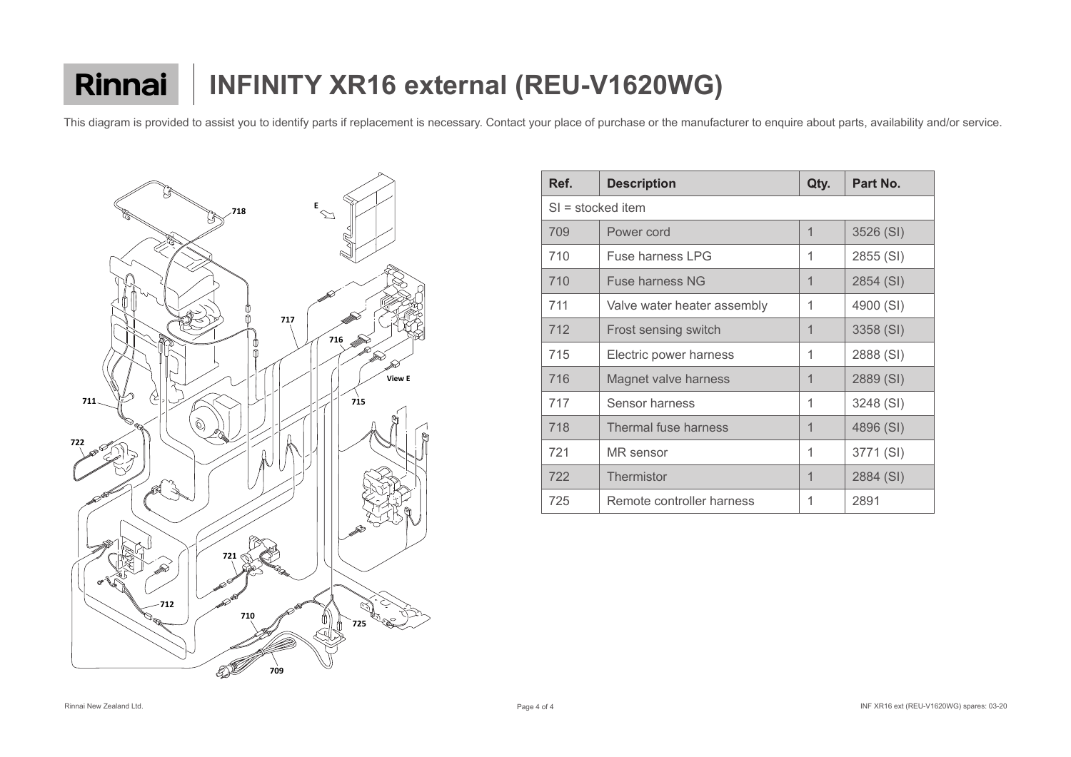# Rinnai | INFINITY XR16 external (REU-V1620WG)

This diagram is provided to assist you to identify parts if replacement is necessary. Contact your place of purchase or the manufacturer to enquire about parts, availability and/or service.

718

E

717

716

View E

715

711

722

721

712

710

725

709

| Ref. | Description | Qty. | Part No. |
|---|---|---|---|
| SI = stocked item | | | |
| 709 | Power cord | 1 | 3526 (SI) |
| 710 | Fuse harness LPG | 1 | 2855 (SI) |
| 710 | Fuse harness NG | 1 | 2854 (SI) |
| 711 | Valve water heater assembly | 1 | 4900 (SI) |
| 712 | Frost sensing switch | 1 | 3358 (SI) |
| 715 | Electric power harness | 1 | 2888 (SI) |
| 716 | Magnet valve harness | 1 | 2889 (SI) |
| 717 | Sensor harness | 1 | 3248 (SI) |
| 718 | Thermal fuse harness | 1 | 4896 (SI) |
| 721 | MR sensor | 1 | 3771 (SI) |
| 722 | Thermistor | 1 | 2884 (SI) |
| 725 | Remote controller harness | 1 | 2891 |

Rinnai New Zealand Ltd.

INF XR16 ext (REU-V1620WG) spares: 03-20